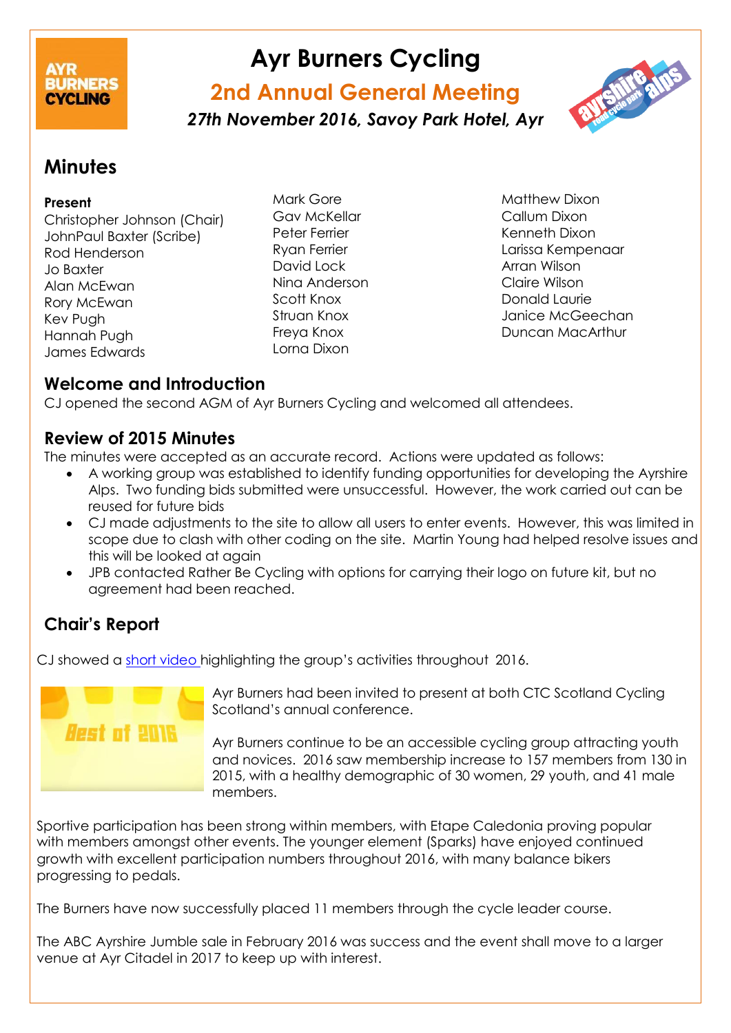# Ayr Burners Cycling

## 2nd Annual General Meeting

***27th November 2016, Savoy Park Hotel, Ayr***

## Minutes

**Present**

Christopher Johnson (Chair)
JohnPaul Baxter (Scribe)
Rod Henderson
Jo Baxter
Alan McEwan
Rory McEwan
Kev Pugh
Hannah Pugh
James Edwards
Mark Gore
Gav McKellar
Peter Ferrier
Ryan Ferrier
David Lock
Nina Anderson
Scott Knox
Struan Knox
Freya Knox
Lorna Dixon
Matthew Dixon
Callum Dixon
Kenneth Dixon
Larissa Kempenaar
Arran Wilson
Claire Wilson
Donald Laurie
Janice McGeechan
Duncan MacArthur

### Welcome and Introduction

CJ opened the second AGM of Ayr Burners Cycling and welcomed all attendees.

### Review of 2015 Minutes

The minutes were accepted as an accurate record. Actions were updated as follows:

- A working group was established to identify funding opportunities for developing the Ayrshire Alps. Two funding bids submitted were unsuccessful. However, the work carried out can be reused for future bids
- CJ made adjustments to the site to allow all users to enter events. However, this was limited in scope due to clash with other coding on the site. Martin Young had helped resolve issues and this will be looked at again
- JPB contacted Rather Be Cycling with options for carrying their logo on future kit, but no agreement had been reached.

### Chair's Report

CJ showed a short video highlighting the group's activities throughout 2016.

Ayr Burners had been invited to present at both CTC Scotland Cycling Scotland's annual conference.

Ayr Burners continue to be an accessible cycling group attracting youth and novices. 2016 saw membership increase to 157 members from 130 in 2015, with a healthy demographic of 30 women, 29 youth, and 41 male members.

Sportive participation has been strong within members, with Etape Caledonia proving popular with members amongst other events. The younger element (Sparks) have enjoyed continued growth with excellent participation numbers throughout 2016, with many balance bikers progressing to pedals.

The Burners have now successfully placed 11 members through the cycle leader course.

The ABC Ayrshire Jumble sale in February 2016 was success and the event shall move to a larger venue at Ayr Citadel in 2017 to keep up with interest.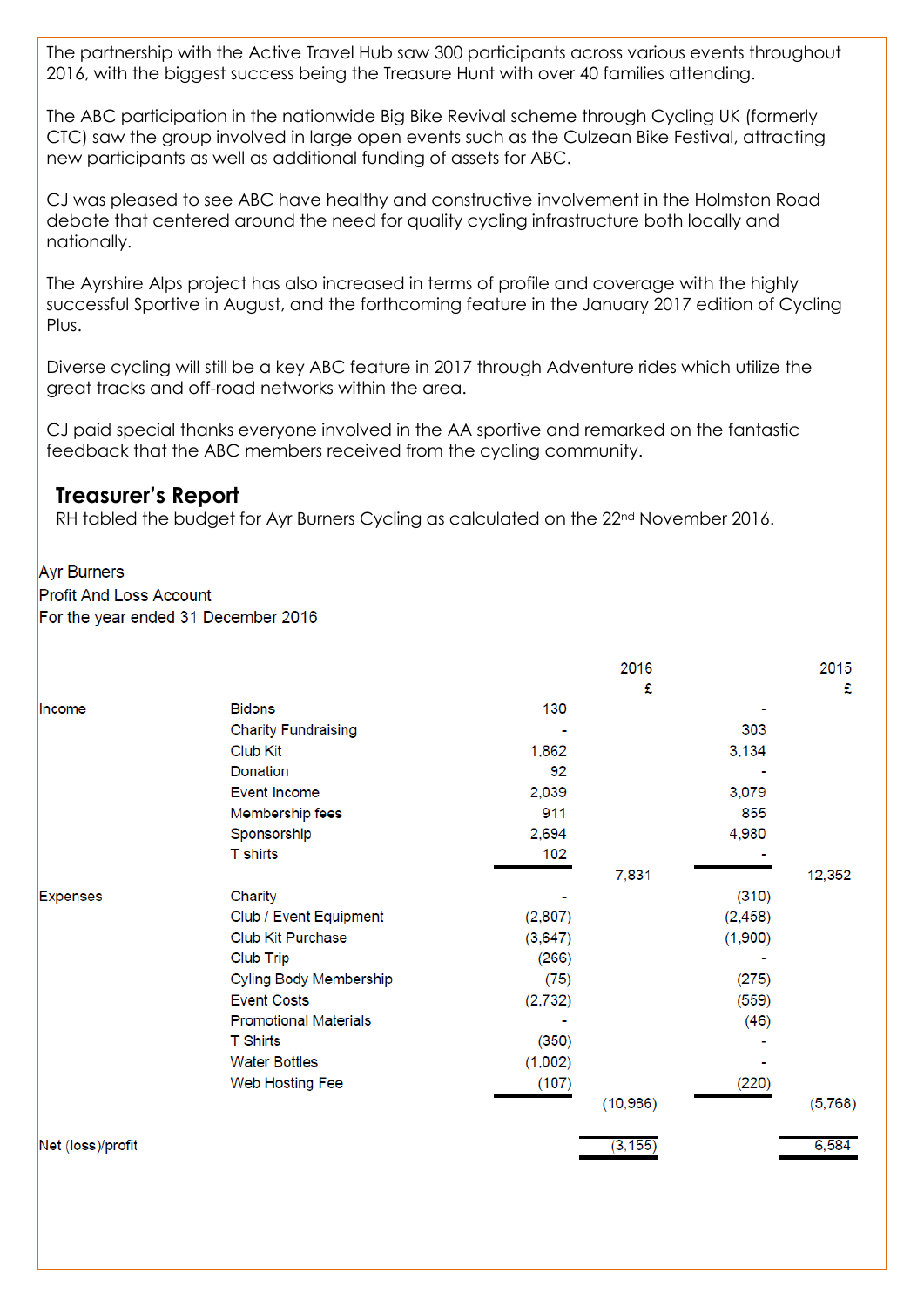The partnership with the Active Travel Hub saw 300 participants across various events throughout 2016, with the biggest success being the Treasure Hunt with over 40 families attending.

The ABC participation in the nationwide Big Bike Revival scheme through Cycling UK (formerly CTC) saw the group involved in large open events such as the Culzean Bike Festival, attracting new participants as well as additional funding of assets for ABC.

CJ was pleased to see ABC have healthy and constructive involvement in the Holmston Road debate that centered around the need for quality cycling infrastructure both locally and nationally.

The Ayrshire Alps project has also increased in terms of profile and coverage with the highly successful Sportive in August, and the forthcoming feature in the January 2017 edition of Cycling Plus.

Diverse cycling will still be a key ABC feature in 2017 through Adventure rides which utilize the great tracks and off-road networks within the area.

CJ paid special thanks everyone involved in the AA sportive and remarked on the fantastic feedback that the ABC members received from the cycling community.

## Treasurer's Report

RH tabled the budget for Ayr Burners Cycling as calculated on the 22nd November 2016.

Ayr Burners
Profit And Loss Account
For the year ended 31 December 2016

| | | | 2016<br>£ | | 2015<br>£ |
|---|---|---|---|---|---|
| Income | Bidons | 130 | | - | |
| | Charity Fundraising | - | | 303 | |
| | Club Kit | 1,862 | | 3,134 | |
| | Donation | 92 | | - | |
| | Event Income | 2,039 | | 3,079 | |
| | Membership fees | 911 | | 855 | |
| | Sponsorship | 2,694 | | 4,980 | |
| | T shirts | 102 | | - | |
| | | | 7,831 | | 12,352 |
| Expenses | Charity | - | | (310) | |
| | Club / Event Equipment | (2,807) | | (2,458) | |
| | Club Kit Purchase | (3,647) | | (1,900) | |
| | Club Trip | (266) | | - | |
| | Cyling Body Membership | (75) | | (275) | |
| | Event Costs | (2,732) | | (559) | |
| | Promotional Materials | - | | (46) | |
| | T Shirts | (350) | | - | |
| | Water Bottles | (1,002) | | - | |
| | Web Hosting Fee | (107) | | (220) | |
| | | | (10,986) | | (5,768) |
| Net (loss)/profit | | | (3,155) | | 6,584 |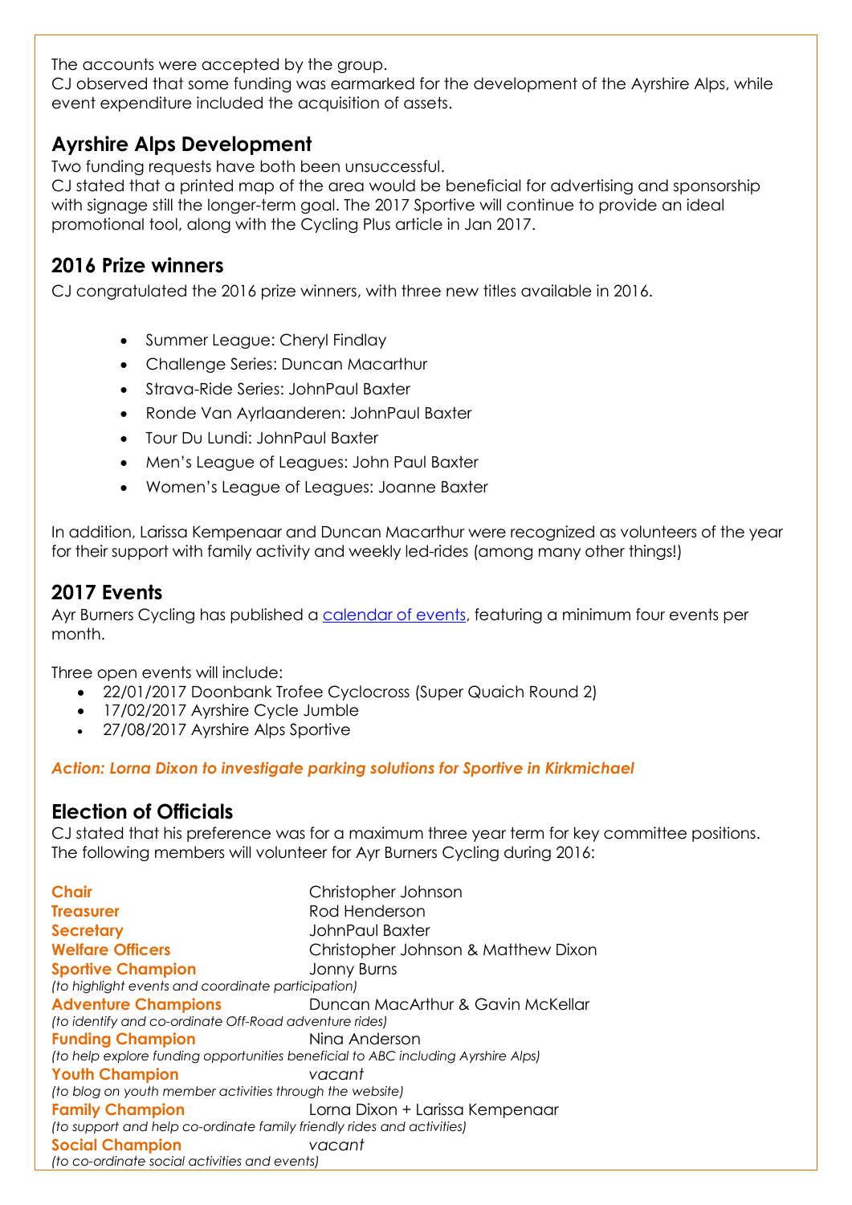The accounts were accepted by the group.
CJ observed that some funding was earmarked for the development of the Ayrshire Alps, while event expenditure included the acquisition of assets.

## Ayrshire Alps Development

Two funding requests have both been unsuccessful.
CJ stated that a printed map of the area would be beneficial for advertising and sponsorship with signage still the longer-term goal. The 2017 Sportive will continue to provide an ideal promotional tool, along with the Cycling Plus article in Jan 2017.

## 2016 Prize winners

CJ congratulated the 2016 prize winners, with three new titles available in 2016.

- Summer League: Cheryl Findlay
- Challenge Series: Duncan Macarthur
- Strava-Ride Series: JohnPaul Baxter
- Ronde Van Ayrlaanderen: JohnPaul Baxter
- Tour Du Lundi: JohnPaul Baxter
- Men's League of Leagues: John Paul Baxter
- Women's League of Leagues: Joanne Baxter

In addition, Larissa Kempenaar and Duncan Macarthur were recognized as volunteers of the year for their support with family activity and weekly led-rides (among many other things!)

## 2017 Events

Ayr Burners Cycling has published a [calendar of events](), featuring a minimum four events per month.

Three open events will include:

- 22/01/2017 Doonbank Trofee Cyclocross (Super Quaich Round 2)
- 17/02/2017 Ayrshire Cycle Jumble
- 27/08/2017 Ayrshire Alps Sportive

***Action: Lorna Dixon to investigate parking solutions for Sportive in Kirkmichael***

## Election of Officials

CJ stated that his preference was for a maximum three year term for key committee positions. The following members will volunteer for Ayr Burners Cycling during 2016:

**Chair** Christopher Johnson
**Treasurer** Rod Henderson
**Secretary** JohnPaul Baxter
**Welfare Officers** Christopher Johnson & Matthew Dixon
**Sportive Champion** Jonny Burns
*(to highlight events and coordinate participation)*
**Adventure Champions** Duncan MacArthur & Gavin McKellar
*(to identify and co-ordinate Off-Road adventure rides)*
**Funding Champion** Nina Anderson
*(to help explore funding opportunities beneficial to ABC including Ayrshire Alps)*
**Youth Champion** *vacant*
*(to blog on youth member activities through the website)*
**Family Champion** Lorna Dixon + Larissa Kempenaar
*(to support and help co-ordinate family friendly rides and activities)*
**Social Champion** *vacant*
*(to co-ordinate social activities and events)*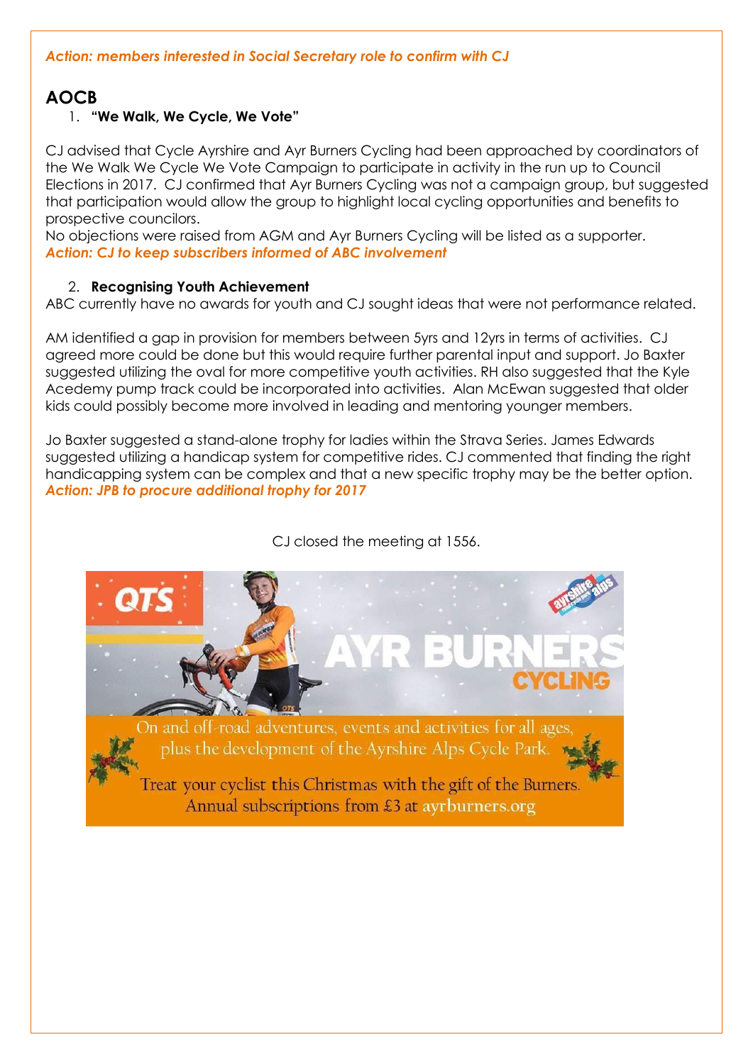***Action: members interested in Social Secretary role to confirm with CJ***

## AOCB

1. **"We Walk, We Cycle, We Vote"**

CJ advised that Cycle Ayrshire and Ayr Burners Cycling had been approached by coordinators of the We Walk We Cycle We Vote Campaign to participate in activity in the run up to Council Elections in 2017. CJ confirmed that Ayr Burners Cycling was not a campaign group, but suggested that participation would allow the group to highlight local cycling opportunities and benefits to prospective councilors.
No objections were raised from AGM and Ayr Burners Cycling will be listed as a supporter.
***Action: CJ to keep subscribers informed of ABC involvement***

2. **Recognising Youth Achievement**

ABC currently have no awards for youth and CJ sought ideas that were not performance related.

AM identified a gap in provision for members between 5yrs and 12yrs in terms of activities. CJ agreed more could be done but this would require further parental input and support. Jo Baxter suggested utilizing the oval for more competitive youth activities. RH also suggested that the Kyle Acedemy pump track could be incorporated into activities. Alan McEwan suggested that older kids could possibly become more involved in leading and mentoring younger members.

Jo Baxter suggested a stand-alone trophy for ladies within the Strava Series. James Edwards suggested utilizing a handicap system for competitive rides. CJ commented that finding the right handicapping system can be complex and that a new specific trophy may be the better option.
***Action: JPB to procure additional trophy for 2017***

CJ closed the meeting at 1556.

QTS
AYR BURNERS CYCLING
ayrshire alps

On and off-road adventures, events and activities for all ages, plus the development of the Ayrshire Alps Cycle Park.

Treat your cyclist this Christmas with the gift of the Burners. Annual subscriptions from £3 at ayrburners.org